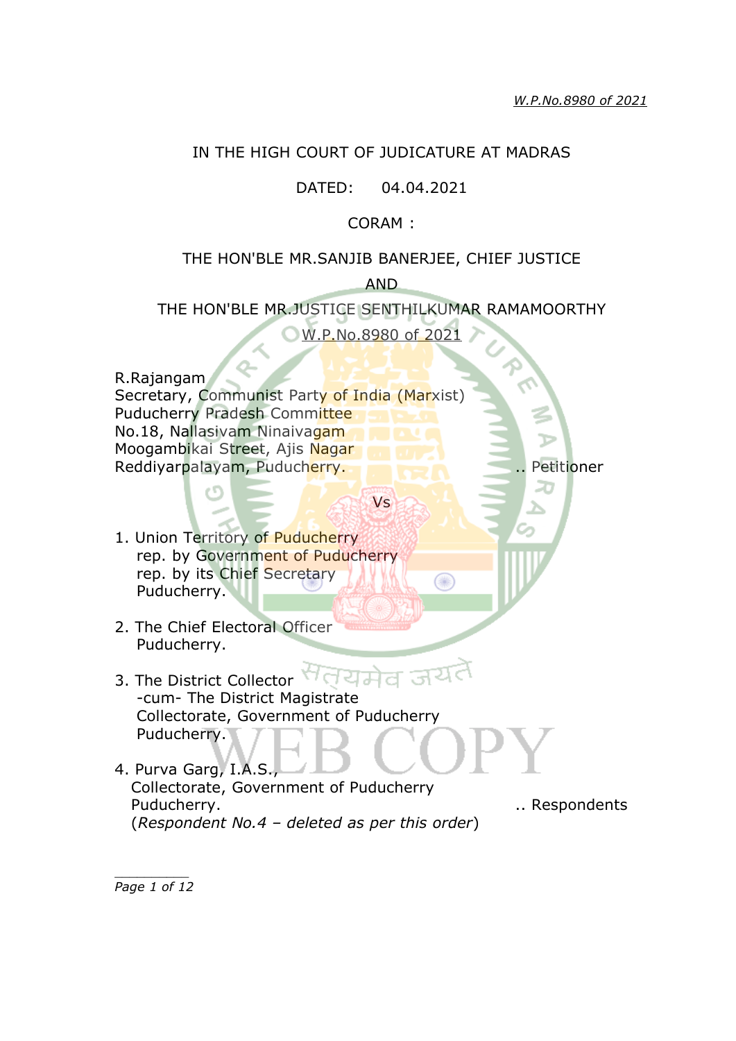IN THE HIGH COURT OF JUDICATURE AT MADRAS

DATED: 04.04.2021

CORAM :

THE HON'BLE MR.SANJIB BANERJEE, CHIEF JUSTICE

AND

THE HON'BLE MR.JUSTICE SENTHILKUMAR RAMAMOORTHY

W.P.No.8980 of 2021

R.Rajangam
Secretary, Communist Party of India (Marxist)
Puducherry Pradesh Committee
No.18, Nallasivam Ninaivagam
Moogambikai Street, Ajis Nagar
Reddiyarpalayam, Puducherry. .. Petitioner

Vs

1. Union Territory of Puducherry
   rep. by Government of Puducherry
   rep. by its Chief Secretary
   Puducherry.

2. The Chief Electoral Officer
   Puducherry.

3. The District Collector
   -cum- The District Magistrate
   Collectorate, Government of Puducherry
   Puducherry.

4. Purva Garg, I.A.S.,
   Collectorate, Government of Puducherry
   Puducherry. .. Respondents
   (*Respondent No.4 – deleted as per this order*)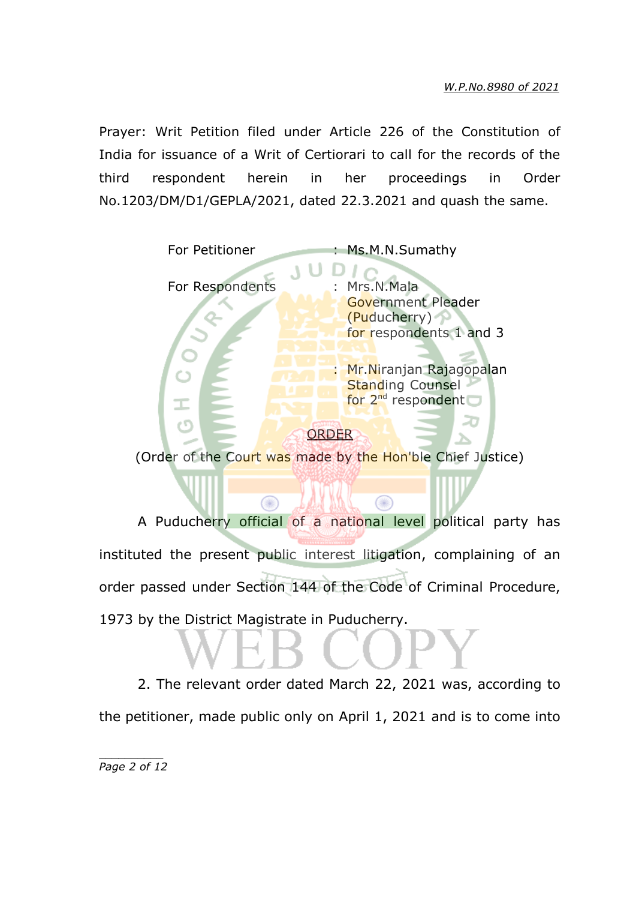Prayer: Writ Petition filed under Article 226 of the Constitution of India for issuance of a Writ of Certiorari to call for the records of the third respondent herein in her proceedings in Order No.1203/DM/D1/GEPLA/2021, dated 22.3.2021 and quash the same.

| | | |
|---|---|---|
| For Petitioner | : | Ms.M.N.Sumathy |
| For Respondents | : | Mrs.N.Mala Government Pleader (Puducherry) for respondents 1 and 3 |
| | : | Mr.Niranjan Rajagopalan Standing Counsel for 2nd respondent |

ORDER

(Order of the Court was made by the Hon'ble Chief Justice)

A Puducherry official of a national level political party has instituted the present public interest litigation, complaining of an order passed under Section 144 of the Code of Criminal Procedure, 1973 by the District Magistrate in Puducherry.

2. The relevant order dated March 22, 2021 was, according to the petitioner, made public only on April 1, 2021 and is to come into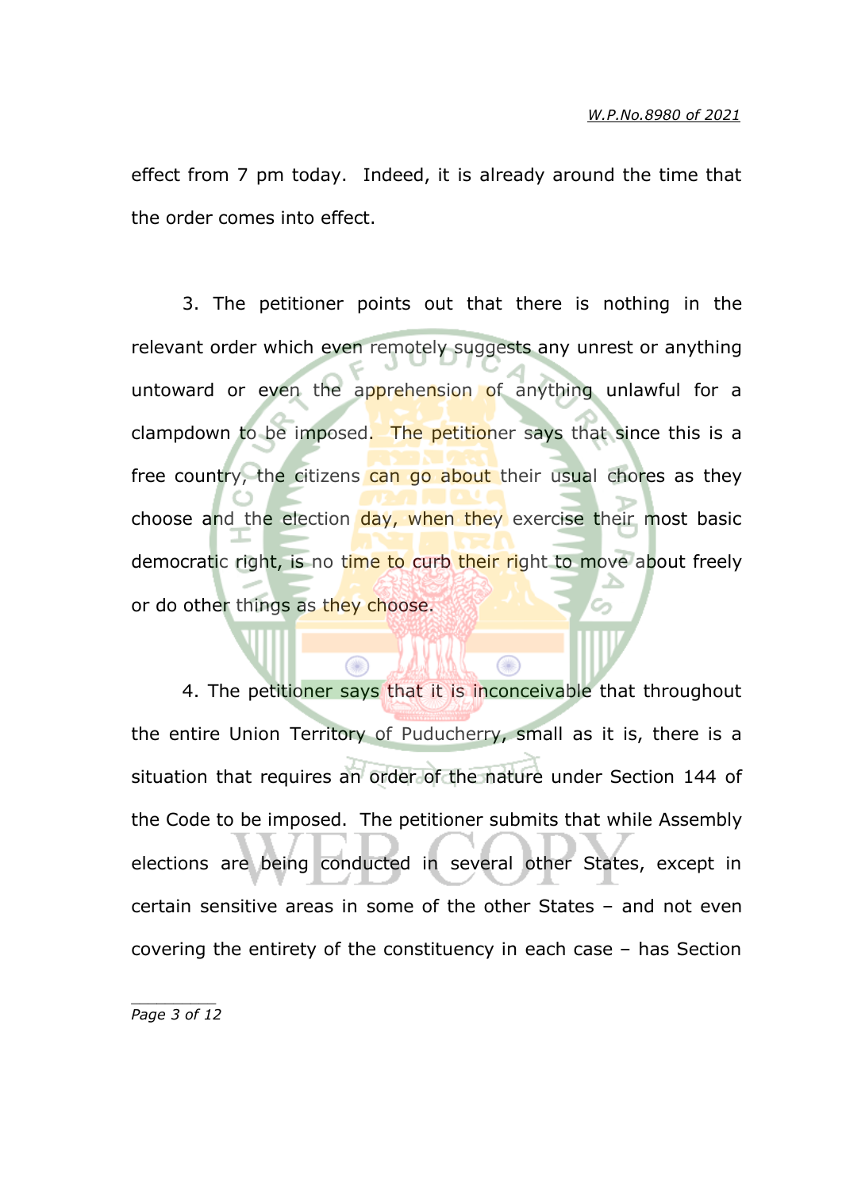effect from 7 pm today. Indeed, it is already around the time that the order comes into effect.

3. The petitioner points out that there is nothing in the relevant order which even remotely suggests any unrest or anything untoward or even the apprehension of anything unlawful for a clampdown to be imposed. The petitioner says that since this is a free country, the citizens can go about their usual chores as they choose and the election day, when they exercise their most basic democratic right, is no time to curb their right to move about freely or do other things as they choose.

4. The petitioner says that it is inconceivable that throughout the entire Union Territory of Puducherry, small as it is, there is a situation that requires an order of the nature under Section 144 of the Code to be imposed. The petitioner submits that while Assembly elections are being conducted in several other States, except in certain sensitive areas in some of the other States – and not even covering the entirety of the constituency in each case – has Section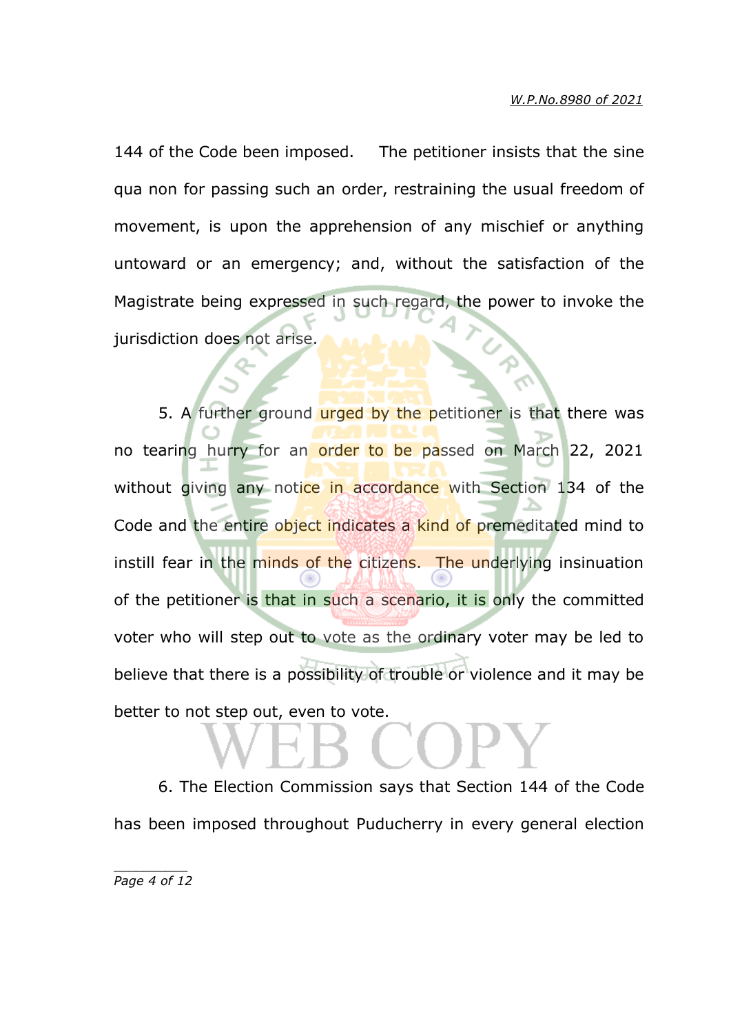144 of the Code been imposed. The petitioner insists that the sine qua non for passing such an order, restraining the usual freedom of movement, is upon the apprehension of any mischief or anything untoward or an emergency; and, without the satisfaction of the Magistrate being expressed in such regard, the power to invoke the jurisdiction does not arise.

5. A further ground urged by the petitioner is that there was no tearing hurry for an order to be passed on March 22, 2021 without giving any notice in accordance with Section 134 of the Code and the entire object indicates a kind of premeditated mind to instill fear in the minds of the citizens. The underlying insinuation of the petitioner is that in such a scenario, it is only the committed voter who will step out to vote as the ordinary voter may be led to believe that there is a possibility of trouble or violence and it may be better to not step out, even to vote.

6. The Election Commission says that Section 144 of the Code has been imposed throughout Puducherry in every general election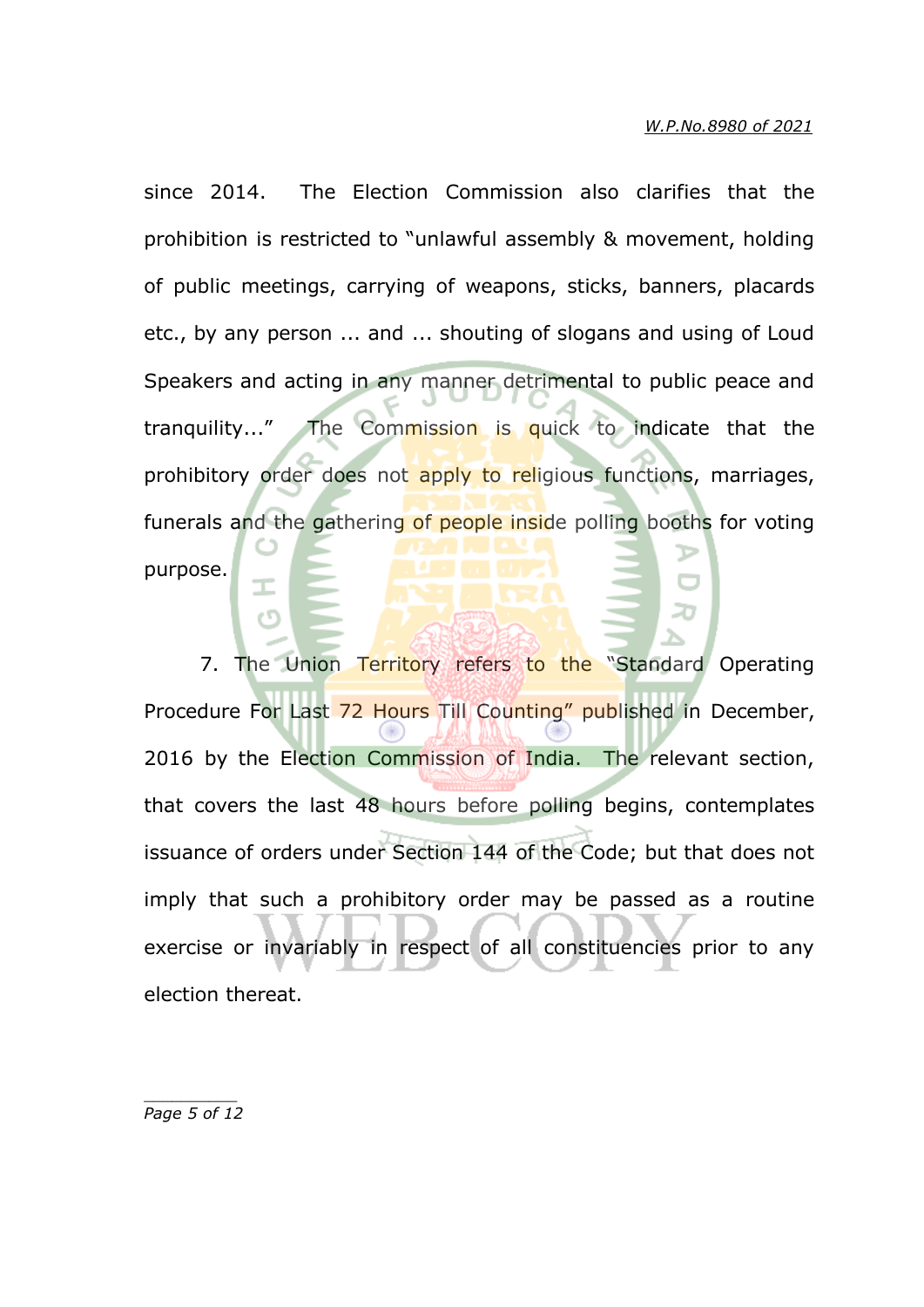since 2014. The Election Commission also clarifies that the prohibition is restricted to "unlawful assembly & movement, holding of public meetings, carrying of weapons, sticks, banners, placards etc., by any person ... and ... shouting of slogans and using of Loud Speakers and acting in any manner detrimental to public peace and tranquility..." The Commission is quick to indicate that the prohibitory order does not apply to religious functions, marriages, funerals and the gathering of people inside polling booths for voting purpose.

7. The Union Territory refers to the "Standard Operating Procedure For Last 72 Hours Till Counting" published in December, 2016 by the Election Commission of India. The relevant section, that covers the last 48 hours before polling begins, contemplates issuance of orders under Section 144 of the Code; but that does not imply that such a prohibitory order may be passed as a routine exercise or invariably in respect of all constituencies prior to any election thereat.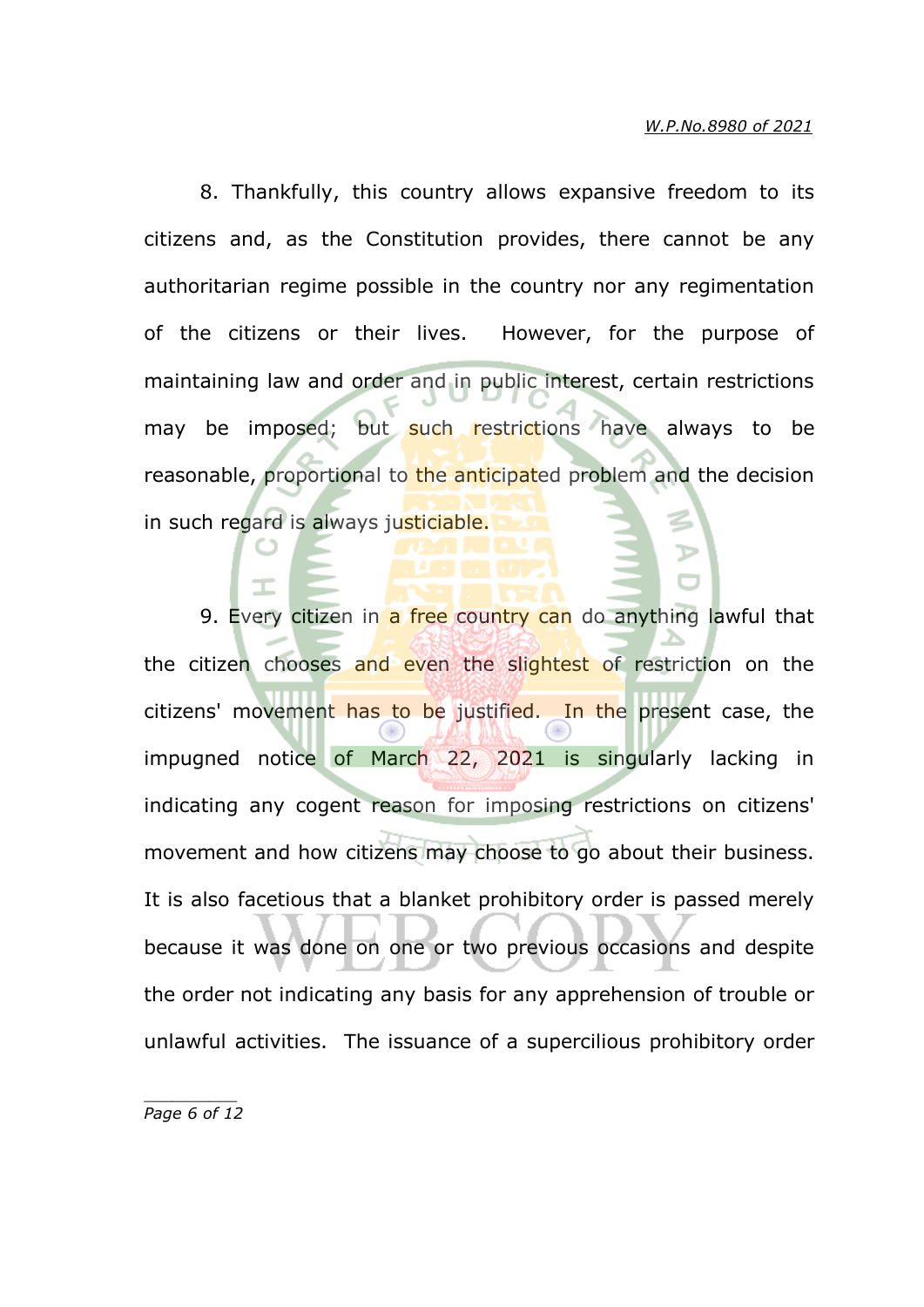8. Thankfully, this country allows expansive freedom to its citizens and, as the Constitution provides, there cannot be any authoritarian regime possible in the country nor any regimentation of the citizens or their lives. However, for the purpose of maintaining law and order and in public interest, certain restrictions may be imposed; but such restrictions have always to be reasonable, proportional to the anticipated problem and the decision in such regard is always justiciable.

9. Every citizen in a free country can do anything lawful that the citizen chooses and even the slightest of restriction on the citizens' movement has to be justified. In the present case, the impugned notice of March 22, 2021 is singularly lacking in indicating any cogent reason for imposing restrictions on citizens' movement and how citizens may choose to go about their business. It is also facetious that a blanket prohibitory order is passed merely because it was done on one or two previous occasions and despite the order not indicating any basis for any apprehension of trouble or unlawful activities. The issuance of a supercilious prohibitory order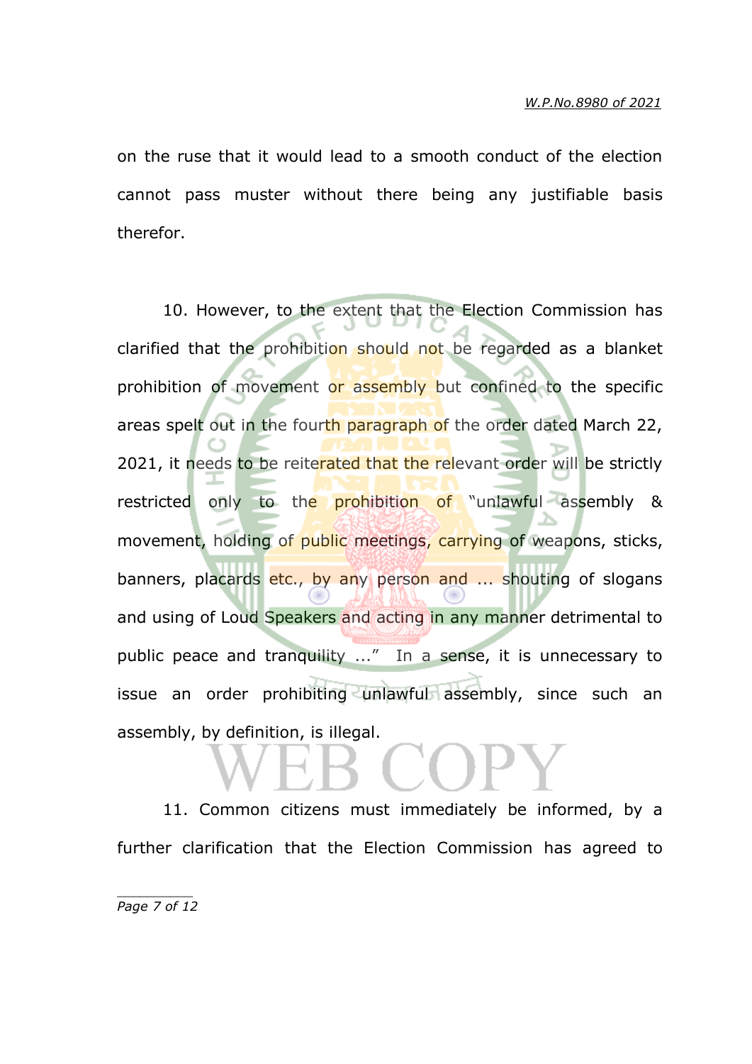on the ruse that it would lead to a smooth conduct of the election cannot pass muster without there being any justifiable basis therefor.

10. However, to the extent that the Election Commission has clarified that the prohibition should not be regarded as a blanket prohibition of movement or assembly but confined to the specific areas spelt out in the fourth paragraph of the order dated March 22, 2021, it needs to be reiterated that the relevant order will be strictly restricted only to the prohibition of "unlawful assembly & movement, holding of public meetings, carrying of weapons, sticks, banners, placards etc., by any person and ... shouting of slogans and using of Loud Speakers and acting in any manner detrimental to public peace and tranquility ..." In a sense, it is unnecessary to issue an order prohibiting unlawful assembly, since such an assembly, by definition, is illegal.

11. Common citizens must immediately be informed, by a further clarification that the Election Commission has agreed to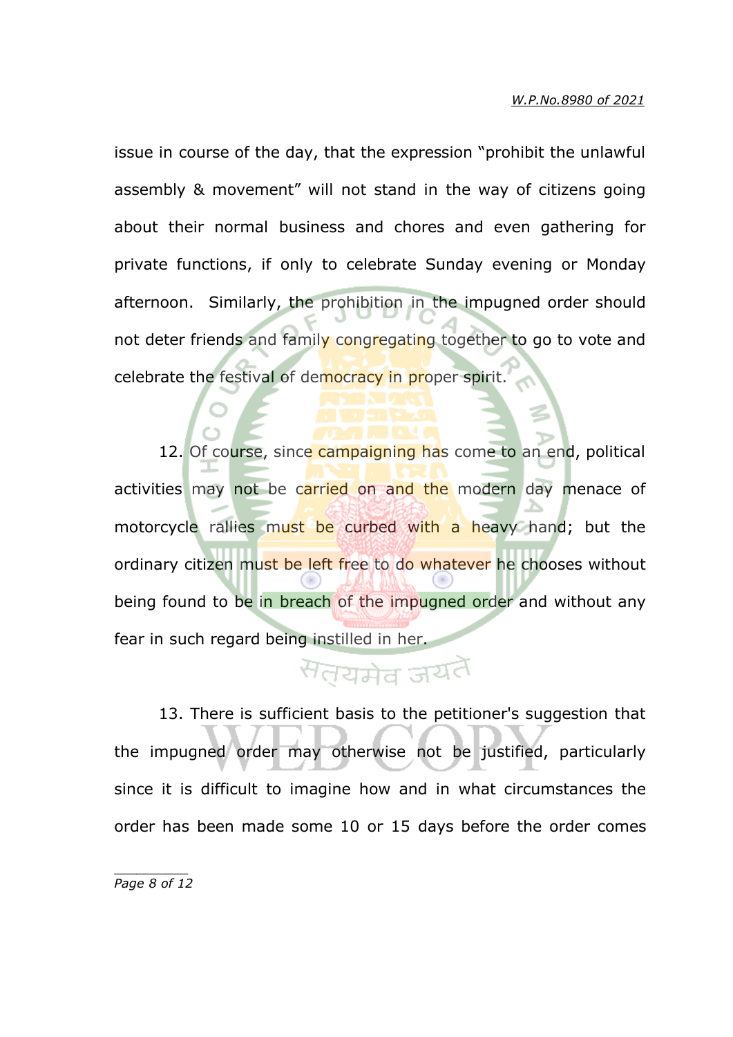issue in course of the day, that the expression “prohibit the unlawful assembly & movement” will not stand in the way of citizens going about their normal business and chores and even gathering for private functions, if only to celebrate Sunday evening or Monday afternoon. Similarly, the prohibition in the impugned order should not deter friends and family congregating together to go to vote and celebrate the festival of democracy in proper spirit.

12. Of course, since campaigning has come to an end, political activities may not be carried on and the modern day menace of motorcycle rallies must be curbed with a heavy hand; but the ordinary citizen must be left free to do whatever he chooses without being found to be in breach of the impugned order and without any fear in such regard being instilled in her.

13. There is sufficient basis to the petitioner's suggestion that the impugned order may otherwise not be justified, particularly since it is difficult to imagine how and in what circumstances the order has been made some 10 or 15 days before the order comes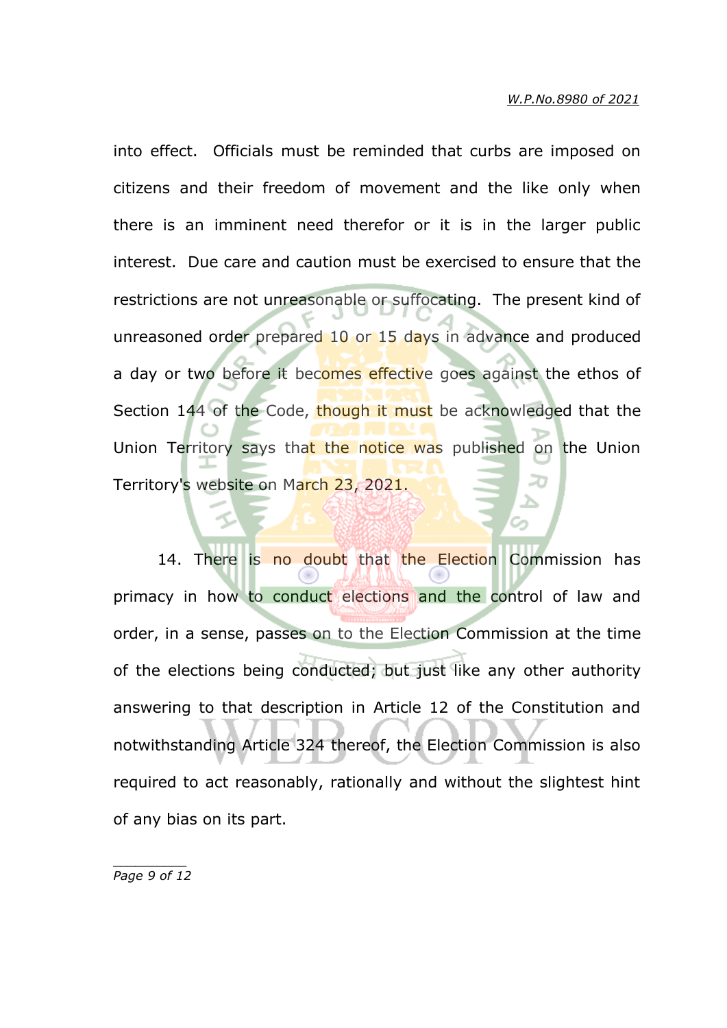into effect. Officials must be reminded that curbs are imposed on citizens and their freedom of movement and the like only when there is an imminent need therefor or it is in the larger public interest. Due care and caution must be exercised to ensure that the restrictions are not unreasonable or suffocating. The present kind of unreasoned order prepared 10 or 15 days in advance and produced a day or two before it becomes effective goes against the ethos of Section 144 of the Code, though it must be acknowledged that the Union Territory says that the notice was published on the Union Territory's website on March 23, 2021.

14. There is no doubt that the Election Commission has primacy in how to conduct elections and the control of law and order, in a sense, passes on to the Election Commission at the time of the elections being conducted; but just like any other authority answering to that description in Article 12 of the Constitution and notwithstanding Article 324 thereof, the Election Commission is also required to act reasonably, rationally and without the slightest hint of any bias on its part.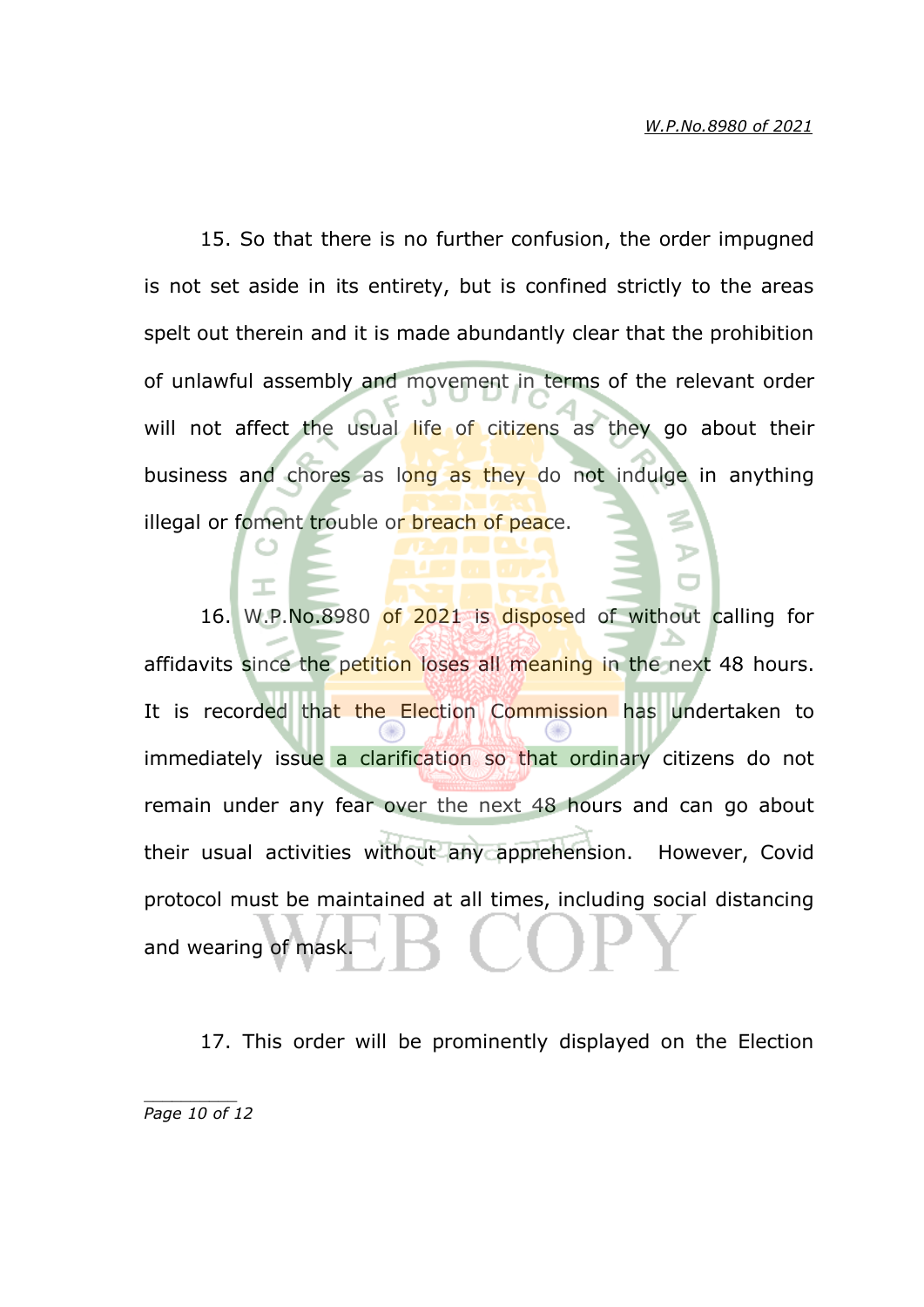15. So that there is no further confusion, the order impugned is not set aside in its entirety, but is confined strictly to the areas spelt out therein and it is made abundantly clear that the prohibition of unlawful assembly and movement in terms of the relevant order will not affect the usual life of citizens as they go about their business and chores as long as they do not indulge in anything illegal or foment trouble or breach of peace.

16. W.P.No.8980 of 2021 is disposed of without calling for affidavits since the petition loses all meaning in the next 48 hours. It is recorded that the Election Commission has undertaken to immediately issue a clarification so that ordinary citizens do not remain under any fear over the next 48 hours and can go about their usual activities without any apprehension. However, Covid protocol must be maintained at all times, including social distancing and wearing of mask.

17. This order will be prominently displayed on the Election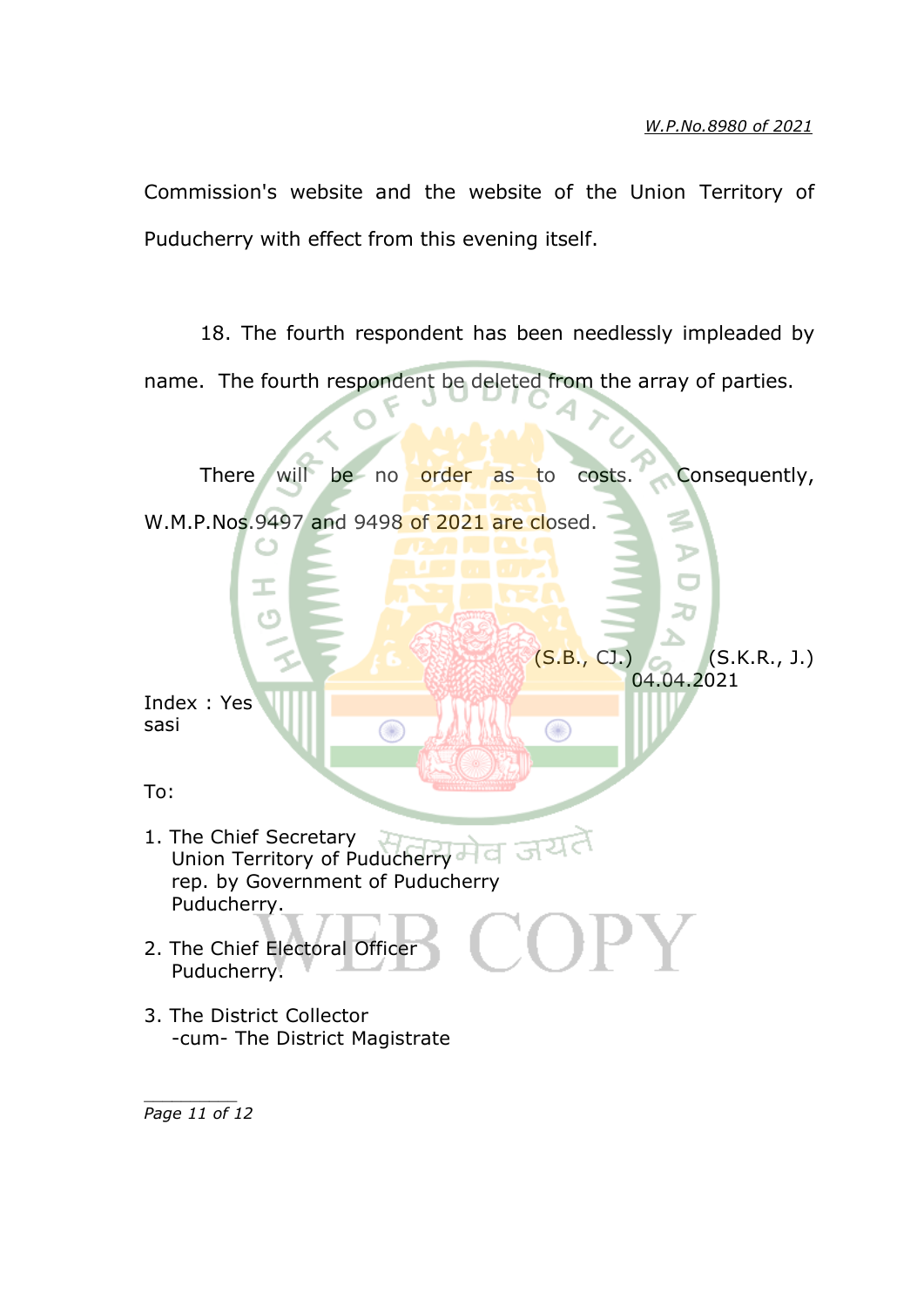Commission's website and the website of the Union Territory of Puducherry with effect from this evening itself.

18. The fourth respondent has been needlessly impleaded by name. The fourth respondent be deleted from the array of parties.

There will be no order as to costs. Consequently, W.M.P.Nos.9497 and 9498 of 2021 are closed.

(S.B., CJ.) (S.K.R., J.)
04.04.2021

Index : Yes
sasi

To:

1. The Chief Secretary
   Union Territory of Puducherry
   rep. by Government of Puducherry
   Puducherry.

2. The Chief Electoral Officer
   Puducherry.

3. The District Collector
   -cum- The District Magistrate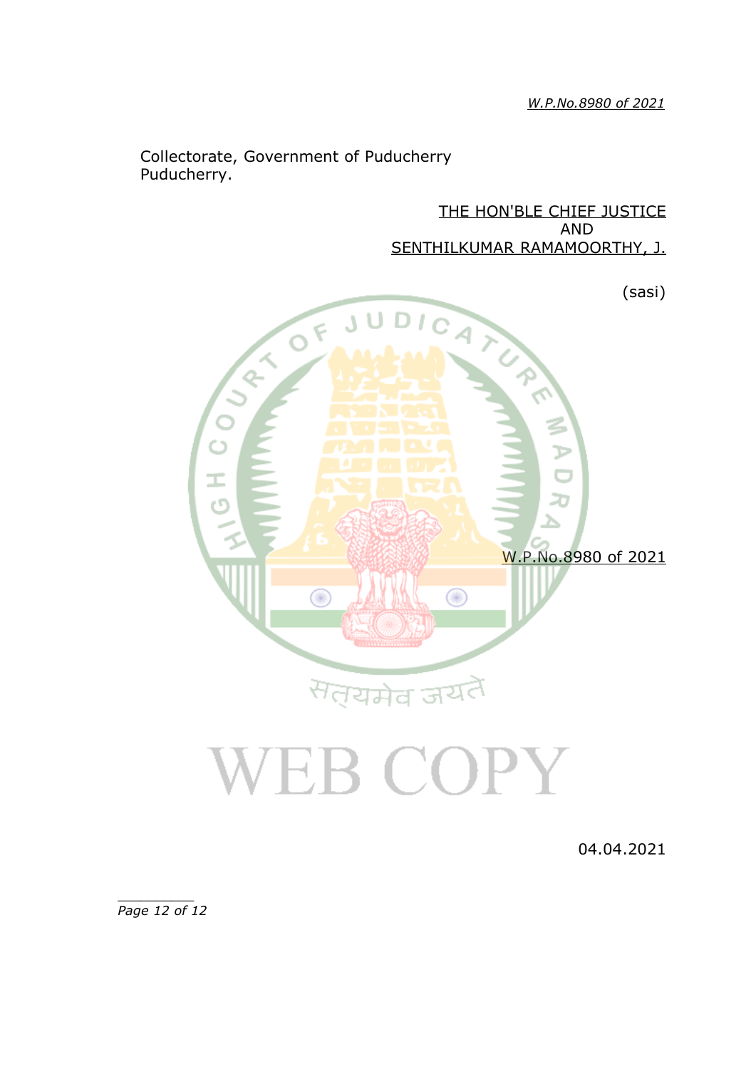Collectorate, Government of Puducherry
Puducherry.

THE HON'BLE CHIEF JUSTICE
AND
SENTHILKUMAR RAMAMOORTHY, J.

(sasi)

W.P.No.8980 of 2021

04.04.2021